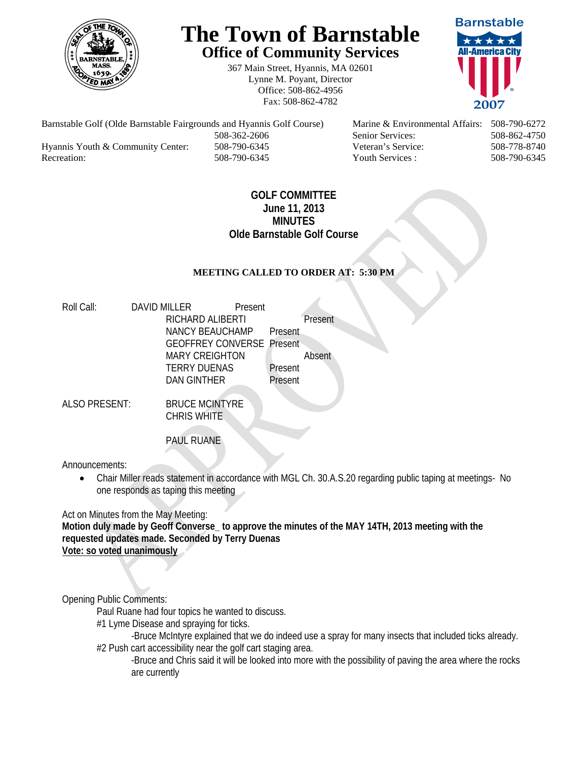# The Town of Barnstable

## Office of Community Services

367 Main Street, Hyannis, MA 02601
Lynne M. Poyant, Director
Office: 508-862-4956
Fax: 508-862-4782

| | | | |
|---|---|---|---|
| Barnstable Golf (Olde Barnstable Fairgrounds and Hyannis Golf Course) | 508-362-2606 | Marine & Environmental Affairs: | 508-790-6272 |
| | | Senior Services: | 508-862-4750 |
| Hyannis Youth & Community Center: | 508-790-6345 | Veteran's Service: | 508-778-8740 |
| Recreation: | 508-790-6345 | Youth Services : | 508-790-6345 |

**GOLF COMMITTEE**
**June 11, 2013**
**MINUTES**
**Olde Barnstable Golf Course**

**MEETING CALLED TO ORDER AT: 5:30 PM**

Roll Call:

| | |
|---|---|
| DAVID MILLER | Present |
| RICHARD ALIBERTI | Present |
| NANCY BEAUCHAMP | Present |
| GEOFFREY CONVERSE | Present |
| MARY CREIGHTON | Absent |
| TERRY DUENAS | Present |
| DAN GINTHER | Present |

ALSO PRESENT: BRUCE MCINTYRE
CHRIS WHITE

PAUL RUANE

Announcements:

- Chair Miller reads statement in accordance with MGL Ch. 30.A.S.20 regarding public taping at meetings- No one responds as taping this meeting

Act on Minutes from the May Meeting:
**Motion duly made by Geoff Converse_ to approve the minutes of the MAY 14TH, 2013 meeting with the requested updates made. Seconded by Terry Duenas**
**<u>Vote: so voted unanimously</u>**

Opening Public Comments:

Paul Ruane had four topics he wanted to discuss.

#1 Lyme Disease and spraying for ticks.

-Bruce McIntyre explained that we do indeed use a spray for many insects that included ticks already.

#2 Push cart accessibility near the golf cart staging area.

-Bruce and Chris said it will be looked into more with the possibility of paving the area where the rocks are currently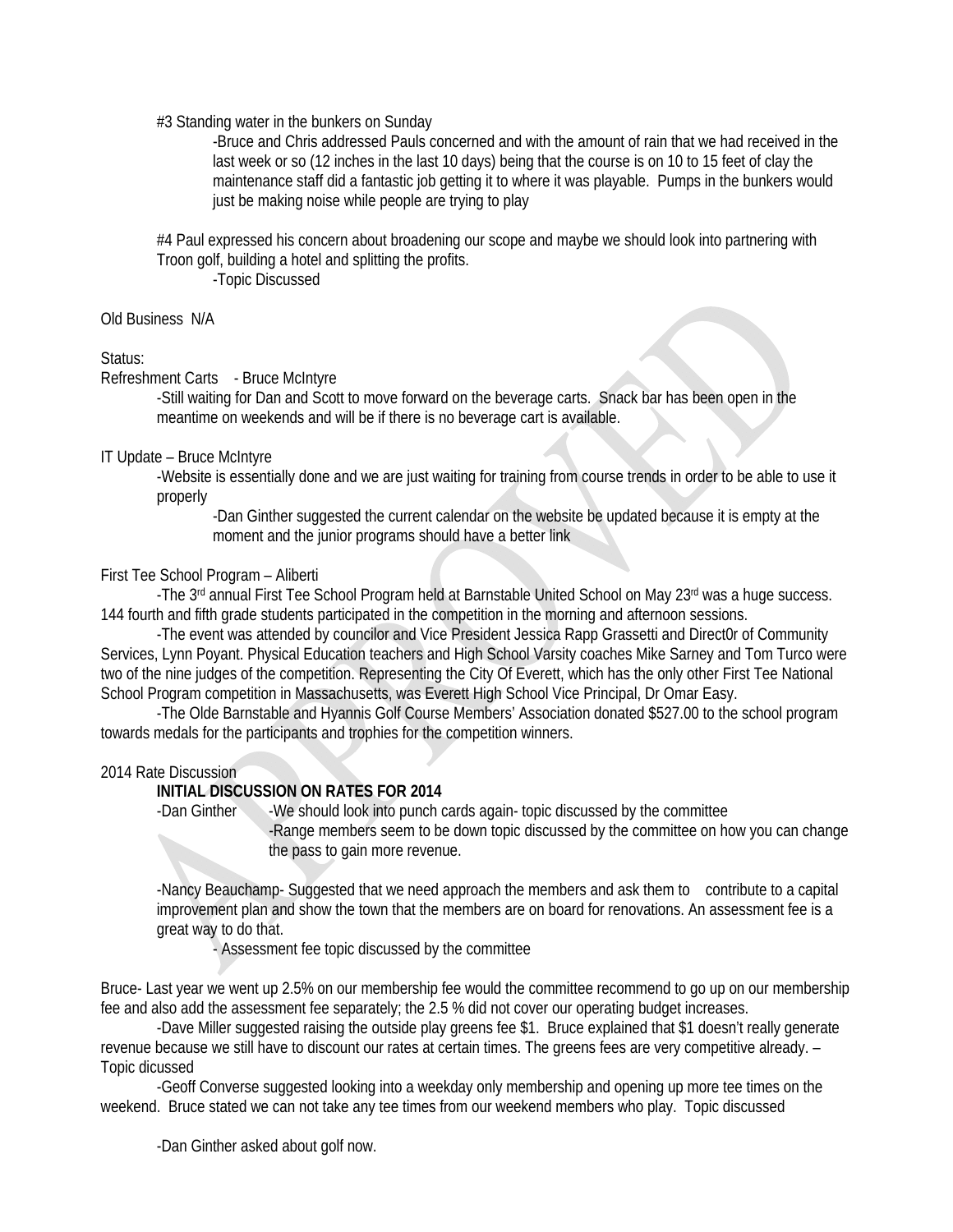#3 Standing water in the bunkers on Sunday

-Bruce and Chris addressed Pauls concerned and with the amount of rain that we had received in the last week or so (12 inches in the last 10 days) being that the course is on 10 to 15 feet of clay the maintenance staff did a fantastic job getting it to where it was playable. Pumps in the bunkers would just be making noise while people are trying to play

#4 Paul expressed his concern about broadening our scope and maybe we should look into partnering with Troon golf, building a hotel and splitting the profits.

-Topic Discussed

Old Business N/A

Status:

Refreshment Carts - Bruce McIntyre

-Still waiting for Dan and Scott to move forward on the beverage carts. Snack bar has been open in the meantime on weekends and will be if there is no beverage cart is available.

IT Update – Bruce McIntyre

-Website is essentially done and we are just waiting for training from course trends in order to be able to use it properly

-Dan Ginther suggested the current calendar on the website be updated because it is empty at the moment and the junior programs should have a better link

First Tee School Program – Aliberti

-The 3rd annual First Tee School Program held at Barnstable United School on May 23rd was a huge success. 144 fourth and fifth grade students participated in the competition in the morning and afternoon sessions.

-The event was attended by councilor and Vice President Jessica Rapp Grassetti and Direct0r of Community Services, Lynn Poyant. Physical Education teachers and High School Varsity coaches Mike Sarney and Tom Turco were two of the nine judges of the competition. Representing the City Of Everett, which has the only other First Tee National School Program competition in Massachusetts, was Everett High School Vice Principal, Dr Omar Easy.

-The Olde Barnstable and Hyannis Golf Course Members' Association donated $527.00 to the school program towards medals for the participants and trophies for the competition winners.

2014 Rate Discussion

**INITIAL DISCUSSION ON RATES FOR 2014**

-Dan Ginther -We should look into punch cards again- topic discussed by the committee

-Range members seem to be down topic discussed by the committee on how you can change the pass to gain more revenue.

-Nancy Beauchamp- Suggested that we need approach the members and ask them to contribute to a capital improvement plan and show the town that the members are on board for renovations. An assessment fee is a great way to do that.

- Assessment fee topic discussed by the committee

Bruce- Last year we went up 2.5% on our membership fee would the committee recommend to go up on our membership fee and also add the assessment fee separately; the 2.5 % did not cover our operating budget increases.

-Dave Miller suggested raising the outside play greens fee $1. Bruce explained that $1 doesn't really generate revenue because we still have to discount our rates at certain times. The greens fees are very competitive already. – Topic dicussed

-Geoff Converse suggested looking into a weekday only membership and opening up more tee times on the weekend. Bruce stated we can not take any tee times from our weekend members who play. Topic discussed

-Dan Ginther asked about golf now.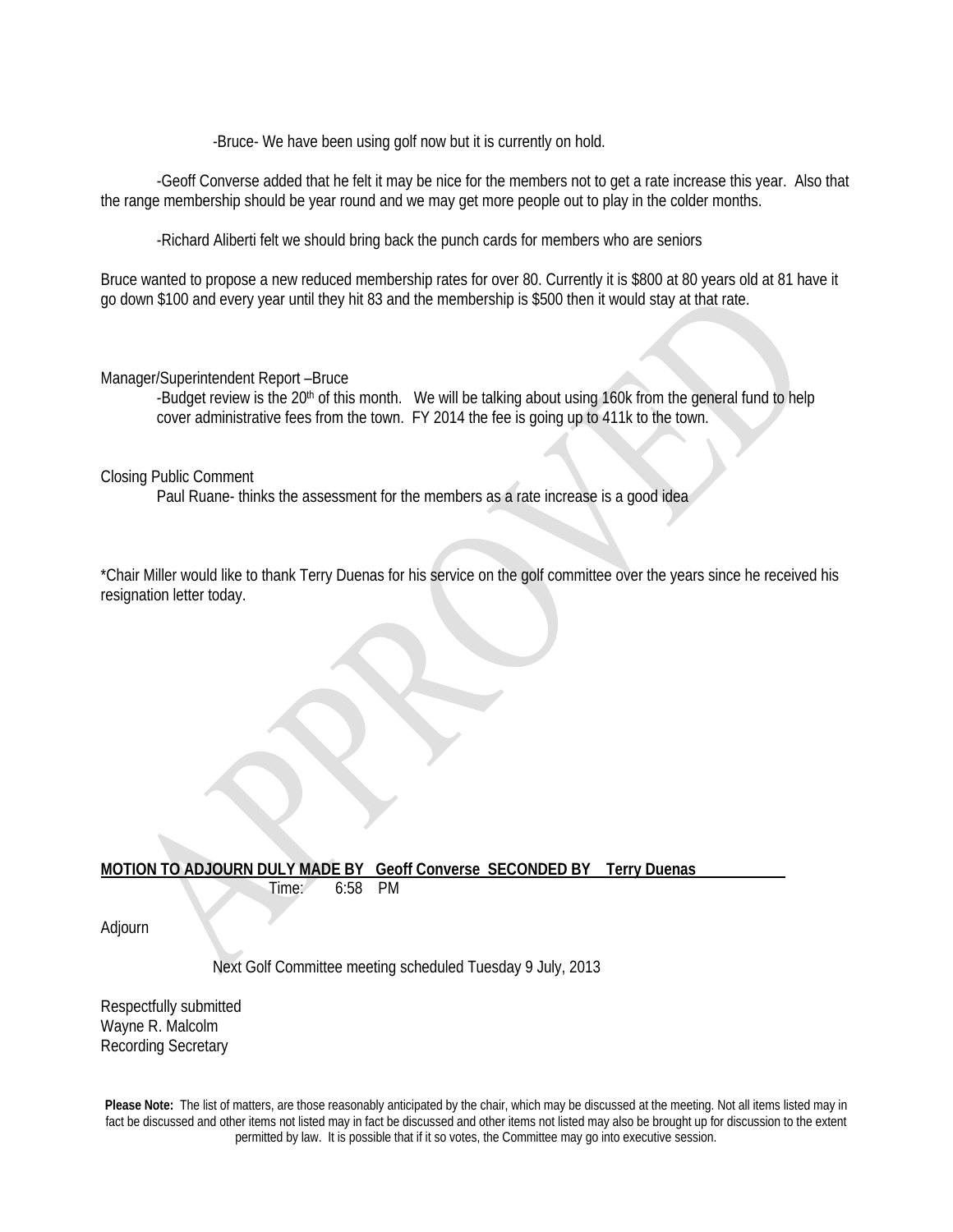-Bruce- We have been using golf now but it is currently on hold.

-Geoff Converse added that he felt it may be nice for the members not to get a rate increase this year. Also that the range membership should be year round and we may get more people out to play in the colder months.

-Richard Aliberti felt we should bring back the punch cards for members who are seniors

Bruce wanted to propose a new reduced membership rates for over 80. Currently it is $800 at 80 years old at 81 have it go down $100 and every year until they hit 83 and the membership is $500 then it would stay at that rate.

Manager/Superintendent Report –Bruce

-Budget review is the 20th of this month. We will be talking about using 160k from the general fund to help cover administrative fees from the town. FY 2014 the fee is going up to 411k to the town.

Closing Public Comment

Paul Ruane- thinks the assessment for the members as a rate increase is a good idea

*Chair Miller would like to thank Terry Duenas for his service on the golf committee over the years since he received his resignation letter today.

**MOTION TO ADJOURN DULY MADE BY Geoff Converse SECONDED BY Terry Duenas**

Time: 6:58 PM

Adjourn

Next Golf Committee meeting scheduled Tuesday 9 July, 2013

Respectfully submitted  
Wayne R. Malcolm  
Recording Secretary

**Please Note:** The list of matters, are those reasonably anticipated by the chair, which may be discussed at the meeting. Not all items listed may in fact be discussed and other items not listed may in fact be discussed and other items not listed may also be brought up for discussion to the extent permitted by law. It is possible that if it so votes, the Committee may go into executive session.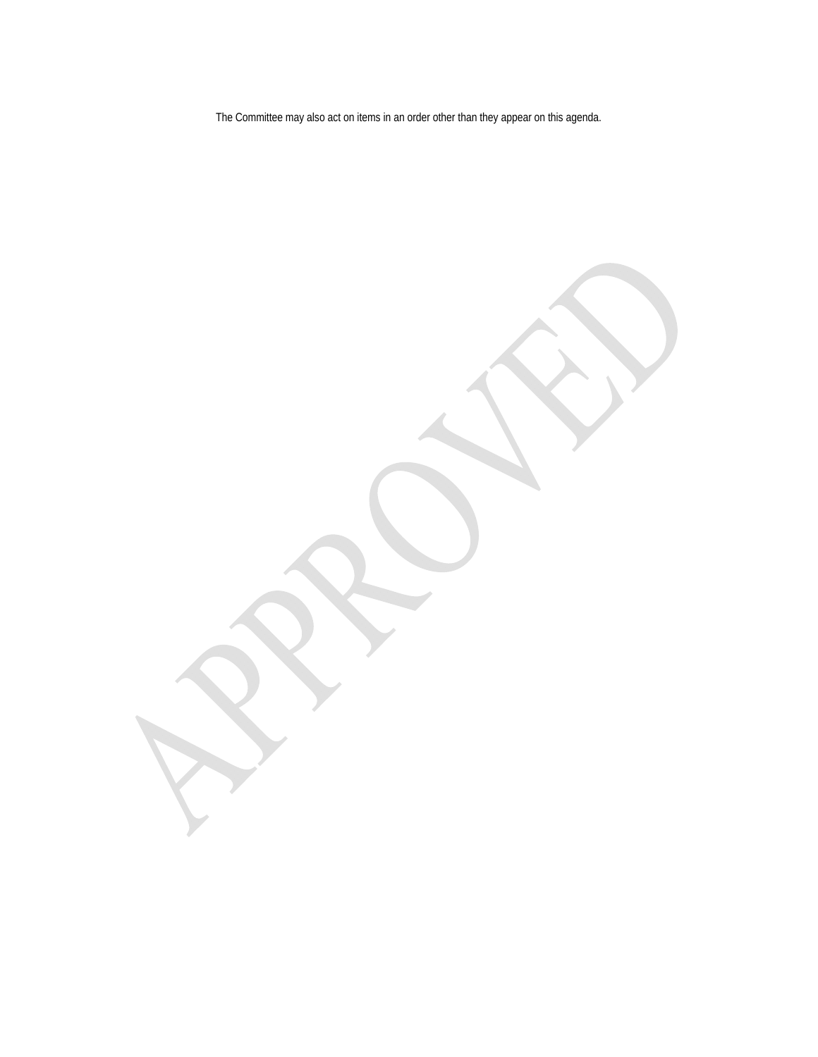The Committee may also act on items in an order other than they appear on this agenda.